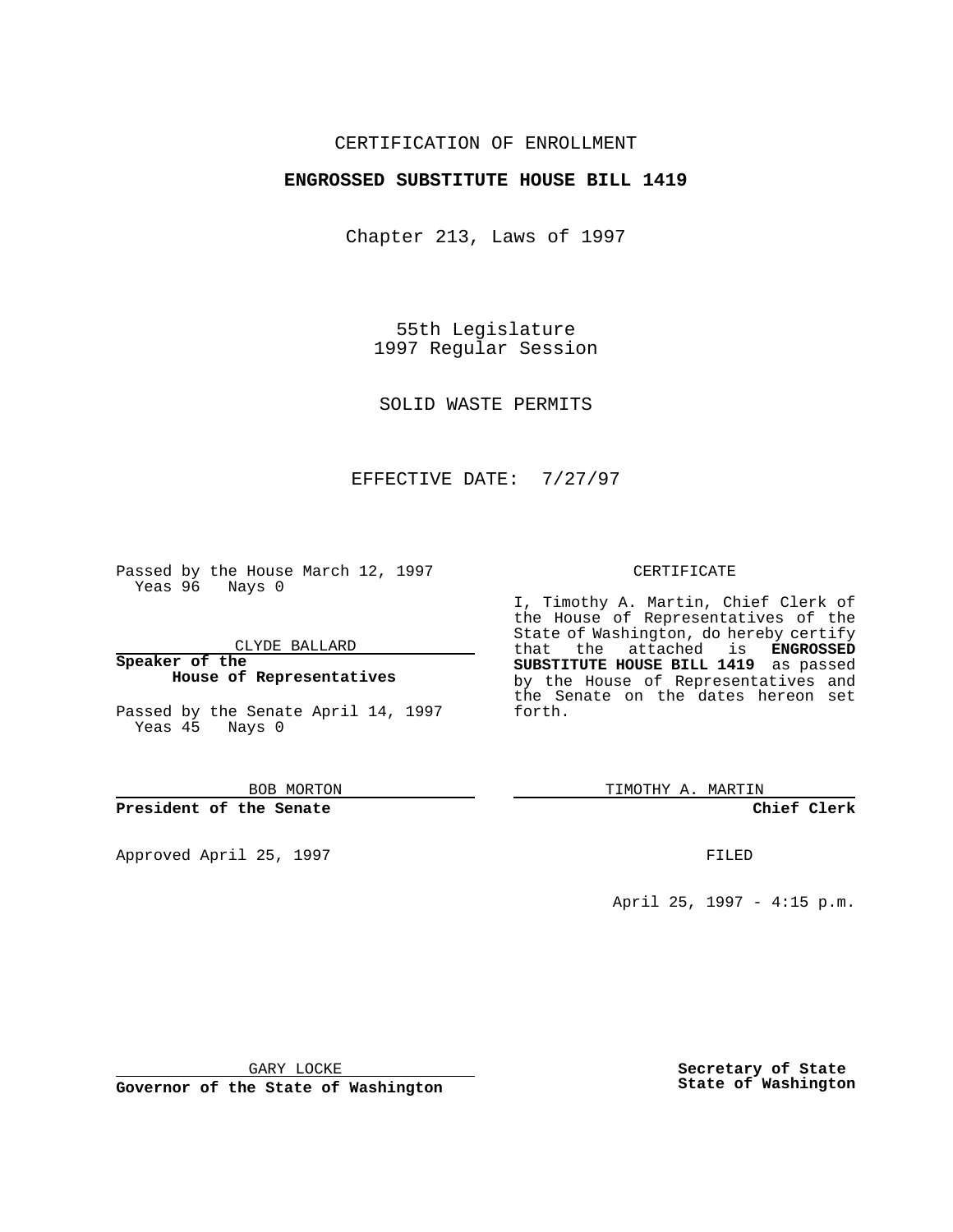CERTIFICATION OF ENROLLMENT

**ENGROSSED SUBSTITUTE HOUSE BILL 1419**

Chapter 213, Laws of 1997

55th Legislature
1997 Regular Session

SOLID WASTE PERMITS

EFFECTIVE DATE: 7/27/97

Passed by the House March 12, 1997
Yeas 96 Nays 0

CLYDE BALLARD

**Speaker of the House of Representatives**

Passed by the Senate April 14, 1997
Yeas 45 Nays 0

BOB MORTON

**President of the Senate**

Approved April 25, 1997

GARY LOCKE

**Governor of the State of Washington**

CERTIFICATE

I, Timothy A. Martin, Chief Clerk of the House of Representatives of the State of Washington, do hereby certify that the attached is **ENGROSSED SUBSTITUTE HOUSE BILL 1419** as passed by the House of Representatives and the Senate on the dates hereon set forth.

TIMOTHY A. MARTIN

**Chief Clerk**

FILED

April 25, 1997 - 4:15 p.m.

**Secretary of State State of Washington**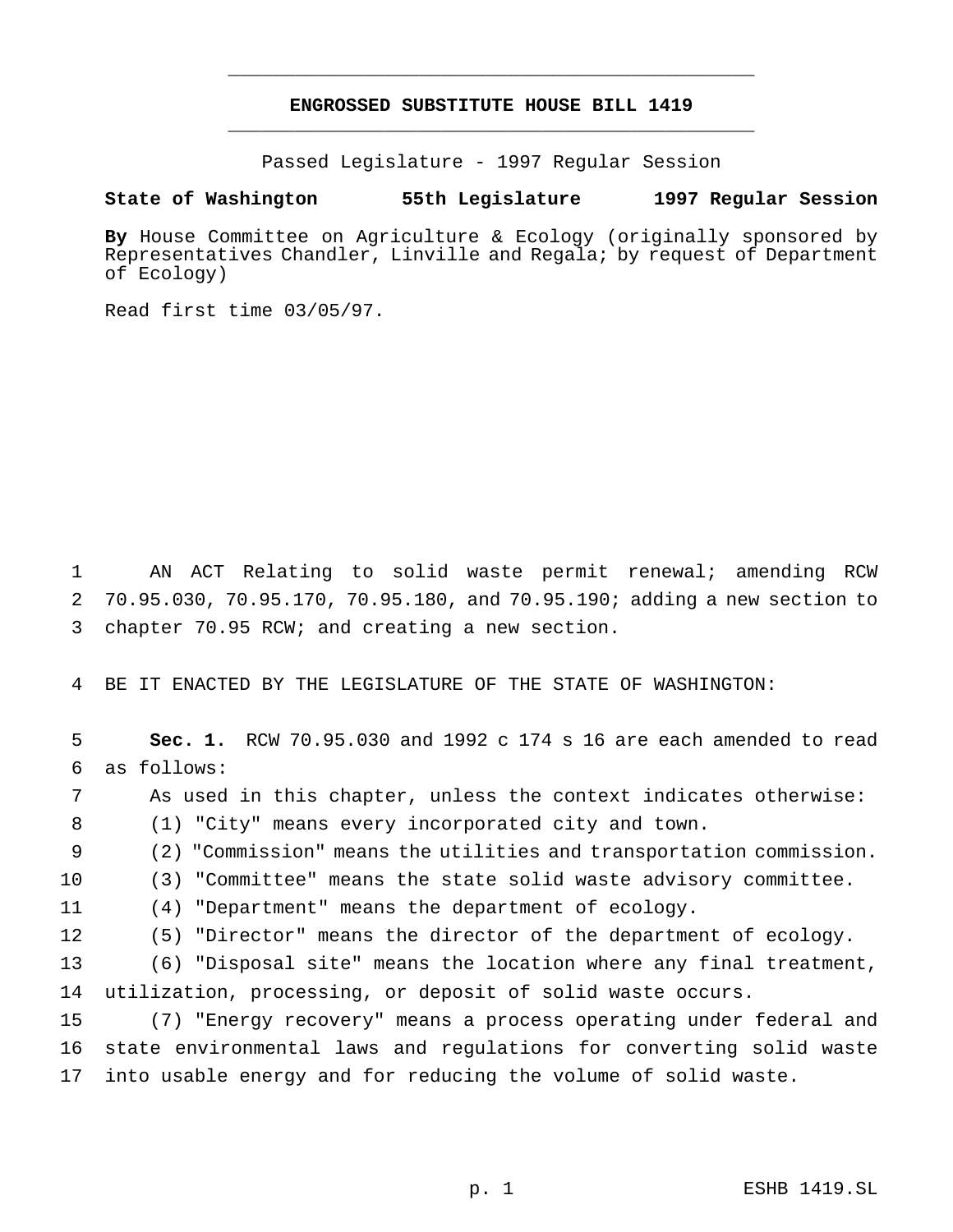# ENGROSSED SUBSTITUTE HOUSE BILL 1419

Passed Legislature - 1997 Regular Session

**State of Washington 55th Legislature 1997 Regular Session**

**By** House Committee on Agriculture & Ecology (originally sponsored by Representatives Chandler, Linville and Regala; by request of Department of Ecology)

Read first time 03/05/97.

AN ACT Relating to solid waste permit renewal; amending RCW 70.95.030, 70.95.170, 70.95.180, and 70.95.190; adding a new section to chapter 70.95 RCW; and creating a new section.

BE IT ENACTED BY THE LEGISLATURE OF THE STATE OF WASHINGTON:

**Sec. 1.** RCW 70.95.030 and 1992 c 174 s 16 are each amended to read as follows:

As used in this chapter, unless the context indicates otherwise:

(1) "City" means every incorporated city and town.

(2) "Commission" means the utilities and transportation commission.

(3) "Committee" means the state solid waste advisory committee.

(4) "Department" means the department of ecology.

(5) "Director" means the director of the department of ecology.

(6) "Disposal site" means the location where any final treatment, utilization, processing, or deposit of solid waste occurs.

(7) "Energy recovery" means a process operating under federal and state environmental laws and regulations for converting solid waste into usable energy and for reducing the volume of solid waste.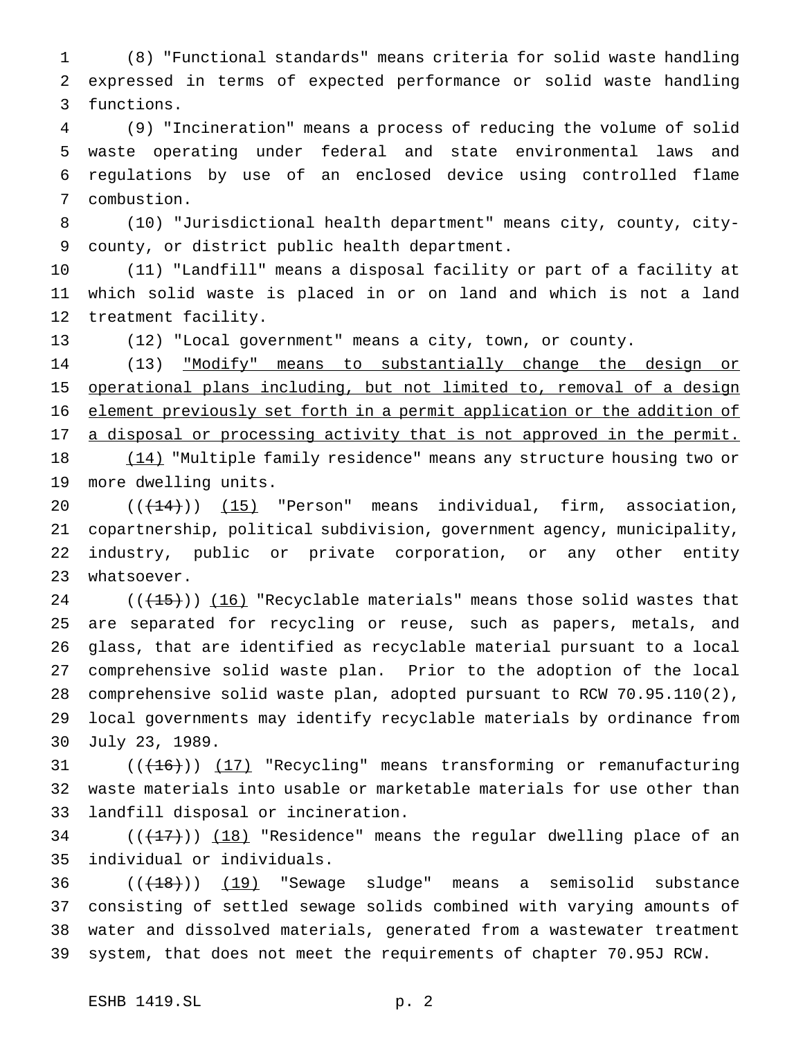(8) "Functional standards" means criteria for solid waste handling expressed in terms of expected performance or solid waste handling functions.

(9) "Incineration" means a process of reducing the volume of solid waste operating under federal and state environmental laws and regulations by use of an enclosed device using controlled flame combustion.

(10) "Jurisdictional health department" means city, county, city-county, or district public health department.

(11) "Landfill" means a disposal facility or part of a facility at which solid waste is placed in or on land and which is not a land treatment facility.

(12) "Local government" means a city, town, or county.

(13) "Modify" means to substantially change the design or operational plans including, but not limited to, removal of a design element previously set forth in a permit application or the addition of a disposal or processing activity that is not approved in the permit.

(14) "Multiple family residence" means any structure housing two or more dwelling units.

(((14))) (15) "Person" means individual, firm, association, copartnership, political subdivision, government agency, municipality, industry, public or private corporation, or any other entity whatsoever.

(((15))) (16) "Recyclable materials" means those solid wastes that are separated for recycling or reuse, such as papers, metals, and glass, that are identified as recyclable material pursuant to a local comprehensive solid waste plan. Prior to the adoption of the local comprehensive solid waste plan, adopted pursuant to RCW 70.95.110(2), local governments may identify recyclable materials by ordinance from July 23, 1989.

(((16))) (17) "Recycling" means transforming or remanufacturing waste materials into usable or marketable materials for use other than landfill disposal or incineration.

(((17))) (18) "Residence" means the regular dwelling place of an individual or individuals.

(((18))) (19) "Sewage sludge" means a semisolid substance consisting of settled sewage solids combined with varying amounts of water and dissolved materials, generated from a wastewater treatment system, that does not meet the requirements of chapter 70.95J RCW.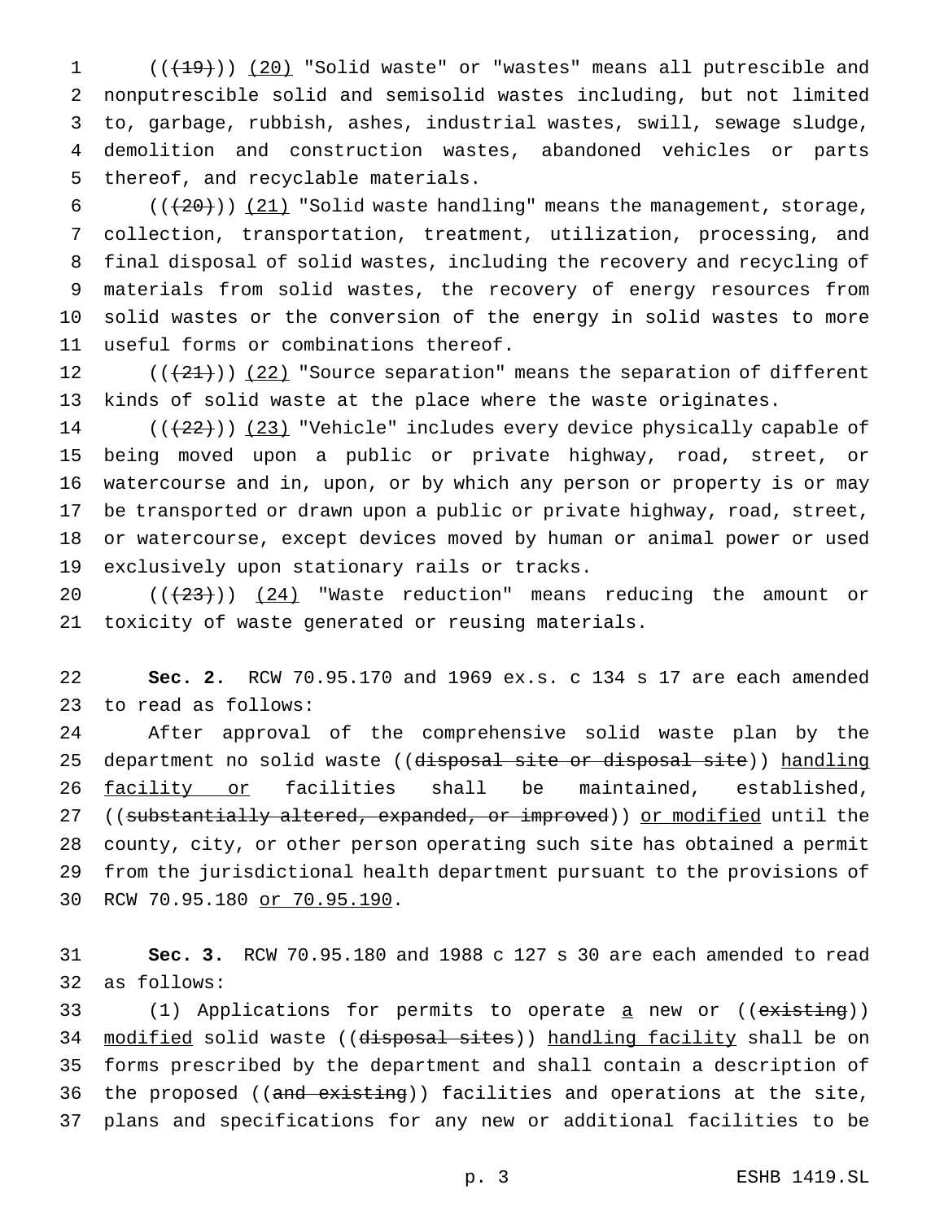(((19))) (20) "Solid waste" or "wastes" means all putrescible and nonputrescible solid and semisolid wastes including, but not limited to, garbage, rubbish, ashes, industrial wastes, swill, sewage sludge, demolition and construction wastes, abandoned vehicles or parts thereof, and recyclable materials.

(((20))) (21) "Solid waste handling" means the management, storage, collection, transportation, treatment, utilization, processing, and final disposal of solid wastes, including the recovery and recycling of materials from solid wastes, the recovery of energy resources from solid wastes or the conversion of the energy in solid wastes to more useful forms or combinations thereof.

(((21))) (22) "Source separation" means the separation of different kinds of solid waste at the place where the waste originates.

(((22))) (23) "Vehicle" includes every device physically capable of being moved upon a public or private highway, road, street, or watercourse and in, upon, or by which any person or property is or may be transported or drawn upon a public or private highway, road, street, or watercourse, except devices moved by human or animal power or used exclusively upon stationary rails or tracks.

(((23))) (24) "Waste reduction" means reducing the amount or toxicity of waste generated or reusing materials.

**Sec. 2.** RCW 70.95.170 and 1969 ex.s. c 134 s 17 are each amended to read as follows:

After approval of the comprehensive solid waste plan by the department no solid waste ((disposal site or disposal site)) handling facility or facilities shall be maintained, established, ((substantially altered, expanded, or improved)) or modified until the county, city, or other person operating such site has obtained a permit from the jurisdictional health department pursuant to the provisions of RCW 70.95.180 or 70.95.190.

**Sec. 3.** RCW 70.95.180 and 1988 c 127 s 30 are each amended to read as follows:

(1) Applications for permits to operate a new or ((existing)) modified solid waste ((disposal sites)) handling facility shall be on forms prescribed by the department and shall contain a description of the proposed ((and existing)) facilities and operations at the site, plans and specifications for any new or additional facilities to be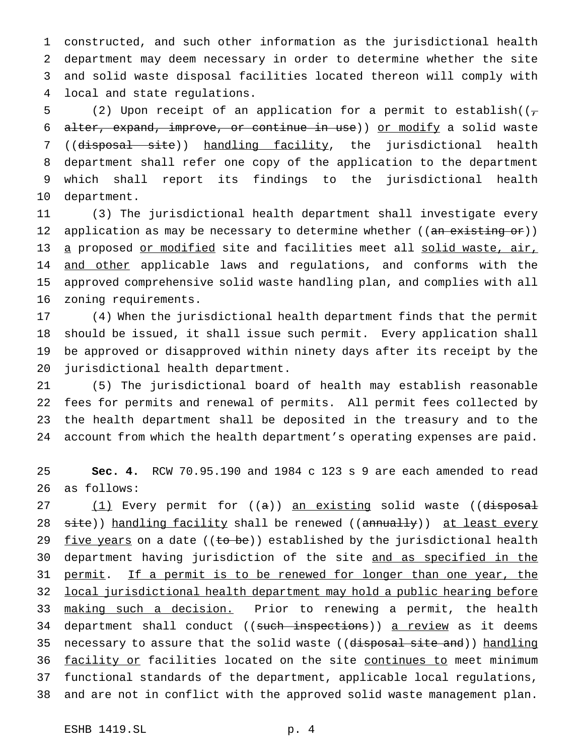constructed, and such other information as the jurisdictional health department may deem necessary in order to determine whether the site and solid waste disposal facilities located thereon will comply with local and state regulations.

(2) Upon receipt of an application for a permit to establish((, alter, expand, improve, or continue in use)) or modify a solid waste ((disposal site)) handling facility, the jurisdictional health department shall refer one copy of the application to the department which shall report its findings to the jurisdictional health department.

(3) The jurisdictional health department shall investigate every application as may be necessary to determine whether ((an existing or)) a proposed or modified site and facilities meet all solid waste, air, and other applicable laws and regulations, and conforms with the approved comprehensive solid waste handling plan, and complies with all zoning requirements.

(4) When the jurisdictional health department finds that the permit should be issued, it shall issue such permit. Every application shall be approved or disapproved within ninety days after its receipt by the jurisdictional health department.

(5) The jurisdictional board of health may establish reasonable fees for permits and renewal of permits. All permit fees collected by the health department shall be deposited in the treasury and to the account from which the health department's operating expenses are paid.

**Sec. 4.** RCW 70.95.190 and 1984 c 123 s 9 are each amended to read as follows:

(1) Every permit for ((a)) an existing solid waste ((disposal site)) handling facility shall be renewed ((annually)) at least every five years on a date ((to be)) established by the jurisdictional health department having jurisdiction of the site and as specified in the permit. If a permit is to be renewed for longer than one year, the local jurisdictional health department may hold a public hearing before making such a decision. Prior to renewing a permit, the health department shall conduct ((such inspections)) a review as it deems necessary to assure that the solid waste ((disposal site and)) handling facility or facilities located on the site continues to meet minimum functional standards of the department, applicable local regulations, and are not in conflict with the approved solid waste management plan.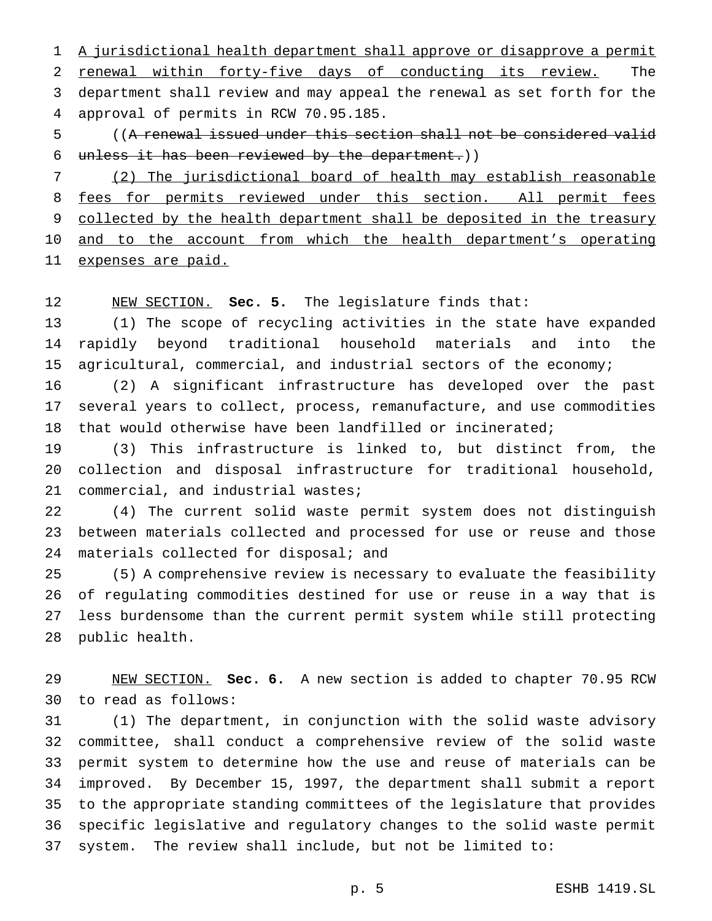A jurisdictional health department shall approve or disapprove a permit renewal within forty-five days of conducting its review. The department shall review and may appeal the renewal as set forth for the approval of permits in RCW 70.95.185.

((~~A renewal issued under this section shall not be considered valid unless it has been reviewed by the department.~~))

(2) The jurisdictional board of health may establish reasonable fees for permits reviewed under this section. All permit fees collected by the health department shall be deposited in the treasury and to the account from which the health department's operating expenses are paid.

NEW SECTION. **Sec. 5.** The legislature finds that:

(1) The scope of recycling activities in the state have expanded rapidly beyond traditional household materials and into the agricultural, commercial, and industrial sectors of the economy;

(2) A significant infrastructure has developed over the past several years to collect, process, remanufacture, and use commodities that would otherwise have been landfilled or incinerated;

(3) This infrastructure is linked to, but distinct from, the collection and disposal infrastructure for traditional household, commercial, and industrial wastes;

(4) The current solid waste permit system does not distinguish between materials collected and processed for use or reuse and those materials collected for disposal; and

(5) A comprehensive review is necessary to evaluate the feasibility of regulating commodities destined for use or reuse in a way that is less burdensome than the current permit system while still protecting public health.

NEW SECTION. **Sec. 6.** A new section is added to chapter 70.95 RCW to read as follows:

(1) The department, in conjunction with the solid waste advisory committee, shall conduct a comprehensive review of the solid waste permit system to determine how the use and reuse of materials can be improved. By December 15, 1997, the department shall submit a report to the appropriate standing committees of the legislature that provides specific legislative and regulatory changes to the solid waste permit system. The review shall include, but not be limited to: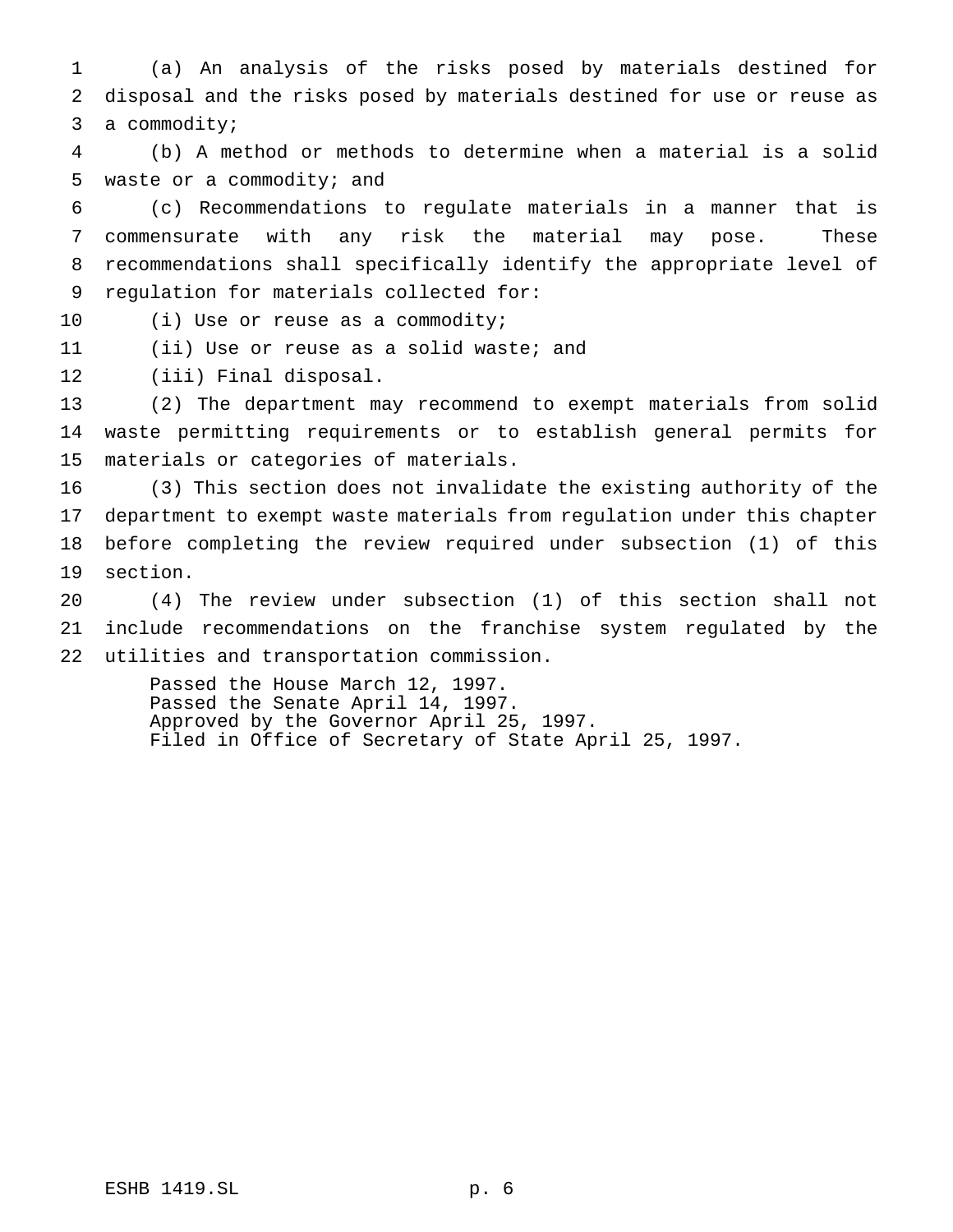(a) An analysis of the risks posed by materials destined for disposal and the risks posed by materials destined for use or reuse as a commodity;

(b) A method or methods to determine when a material is a solid waste or a commodity; and

(c) Recommendations to regulate materials in a manner that is commensurate with any risk the material may pose. These recommendations shall specifically identify the appropriate level of regulation for materials collected for:

(i) Use or reuse as a commodity;

(ii) Use or reuse as a solid waste; and

(iii) Final disposal.

(2) The department may recommend to exempt materials from solid waste permitting requirements or to establish general permits for materials or categories of materials.

(3) This section does not invalidate the existing authority of the department to exempt waste materials from regulation under this chapter before completing the review required under subsection (1) of this section.

(4) The review under subsection (1) of this section shall not include recommendations on the franchise system regulated by the utilities and transportation commission.

Passed the House March 12, 1997.
Passed the Senate April 14, 1997.
Approved by the Governor April 25, 1997.
Filed in Office of Secretary of State April 25, 1997.